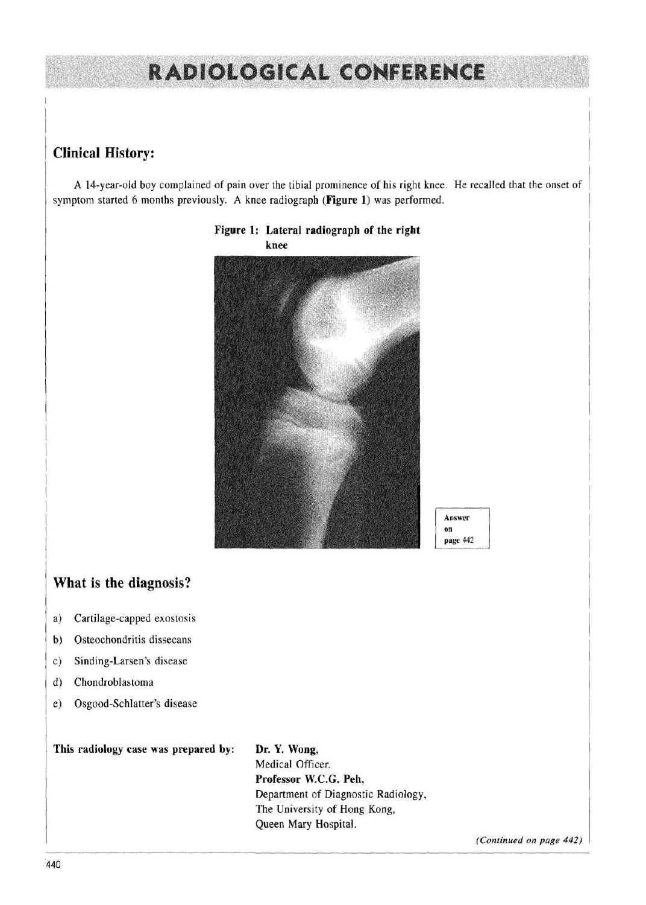# RADIOLOGICAL CONFERENCE

## Clinical History:

A 14-year-old boy complained of pain over the tibial prominence of his right knee. He recalled that the onset of symptom started 6 months previously. A knee radiograph (**Figure 1**) was performed.

**Figure 1: Lateral radiograph of the right knee**

Answer on page 442

## What is the diagnosis?

a) Cartilage-capped exostosis
b) Osteochondritis dissecans
c) Sinding-Larsen's disease
d) Chondroblastoma
e) Osgood-Schlatter's disease

**This radiology case was prepared by:**

**Dr. Y. Wong,**
Medical Officer.
**Professor W.C.G. Peh,**
Department of Diagnostic Radiology,
The University of Hong Kong,
Queen Mary Hospital.

*(Continued on page 442)*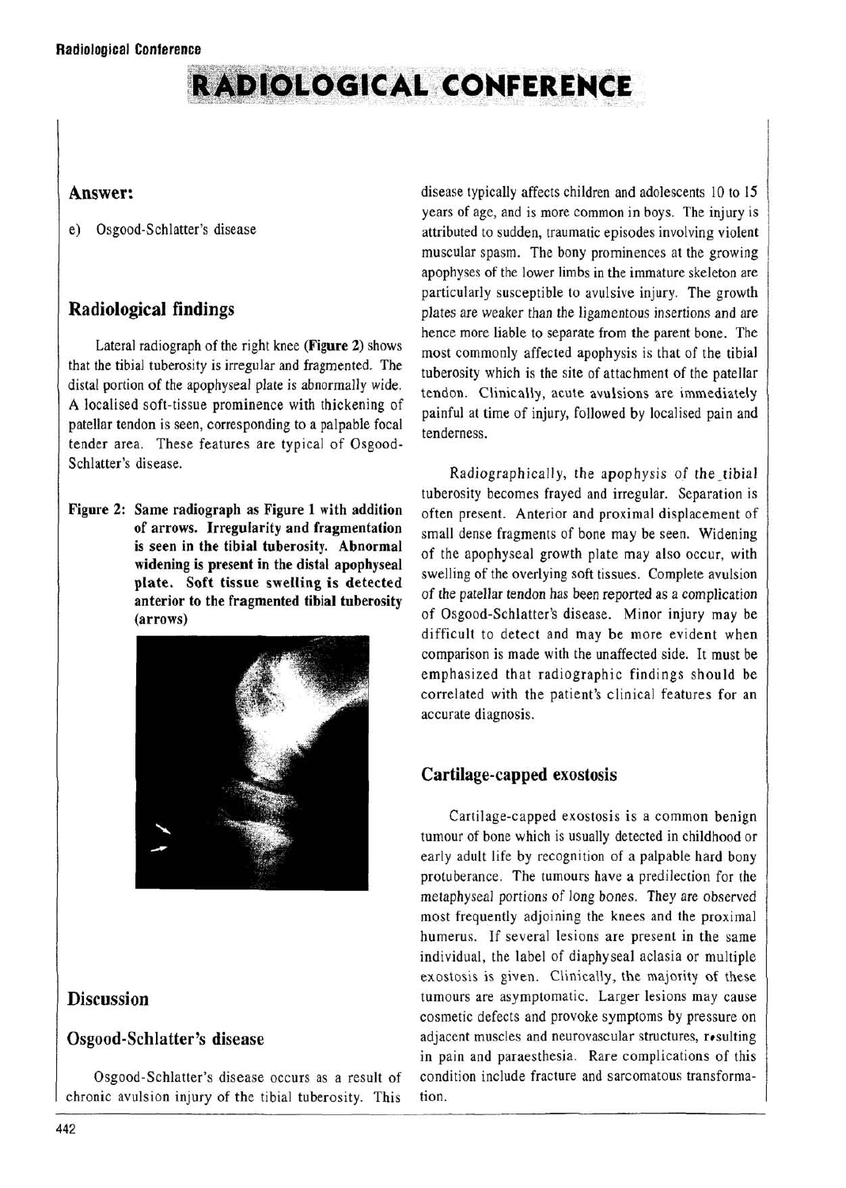# RADIOLOGICAL CONFERENCE

## Answer:

e) Osgood-Schlatter's disease

## Radiological findings

Lateral radiograph of the right knee (**Figure 2**) shows that the tibial tuberosity is irregular and fragmented. The distal portion of the apophyseal plate is abnormally wide. A localised soft-tissue prominence with thickening of patellar tendon is seen, corresponding to a palpable focal tender area. These features are typical of Osgood-Schlatter's disease.

**Figure 2: Same radiograph as Figure 1 with addition of arrows. Irregularity and fragmentation is seen in the tibial tuberosity. Abnormal widening is present in the distal apophyseal plate. Soft tissue swelling is detected anterior to the fragmented tibial tuberosity (arrows)**

## Discussion

### Osgood-Schlatter's disease

Osgood-Schlatter's disease occurs as a result of chronic avulsion injury of the tibial tuberosity. This disease typically affects children and adolescents 10 to 15 years of age, and is more common in boys. The injury is attributed to sudden, traumatic episodes involving violent muscular spasm. The bony prominences at the growing apophyses of the lower limbs in the immature skeleton are particularly susceptible to avulsive injury. The growth plates are weaker than the ligamentous insertions and are hence more liable to separate from the parent bone. The most commonly affected apophysis is that of the tibial tuberosity which is the site of attachment of the patellar tendon. Clinically, acute avulsions are immediately painful at time of injury, followed by localised pain and tenderness.

Radiographically, the apophysis of the tibial tuberosity becomes frayed and irregular. Separation is often present. Anterior and proximal displacement of small dense fragments of bone may be seen. Widening of the apophyseal growth plate may also occur, with swelling of the overlying soft tissues. Complete avulsion of the patellar tendon has been reported as a complication of Osgood-Schlatter's disease. Minor injury may be difficult to detect and may be more evident when comparison is made with the unaffected side. It must be emphasized that radiographic findings should be correlated with the patient's clinical features for an accurate diagnosis.

### Cartilage-capped exostosis

Cartilage-capped exostosis is a common benign tumour of bone which is usually detected in childhood or early adult life by recognition of a palpable hard bony protuberance. The tumours have a predilection for the metaphyseal portions of long bones. They are observed most frequently adjoining the knees and the proximal humerus. If several lesions are present in the same individual, the label of diaphyseal aclasia or multiple exostosis is given. Clinically, the majority of these tumours are asymptomatic. Larger lesions may cause cosmetic defects and provoke symptoms by pressure on adjacent muscles and neurovascular structures, resulting in pain and paraesthesia. Rare complications of this condition include fracture and sarcomatous transformation.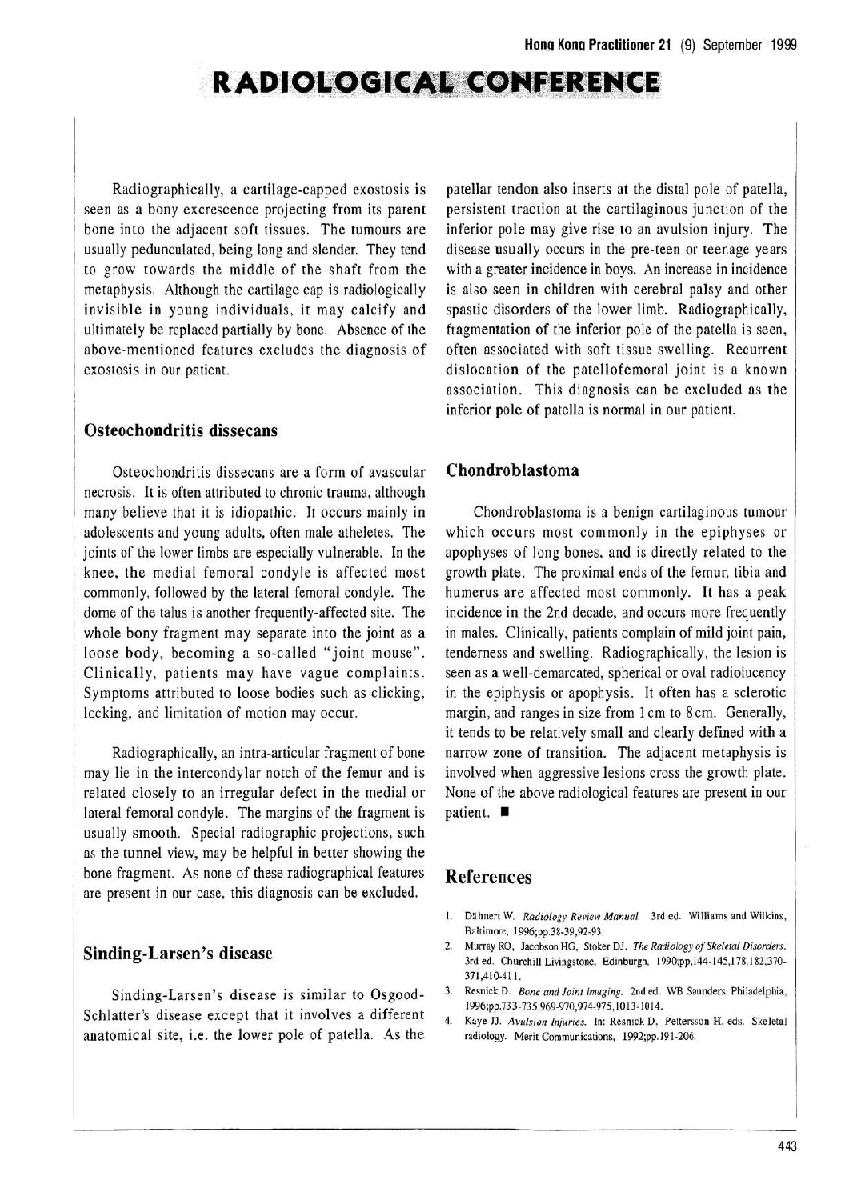# RADIOLOGICAL CONFERENCE

Radiographically, a cartilage-capped exostosis is seen as a bony excrescence projecting from its parent bone into the adjacent soft tissues. The tumours are usually pedunculated, being long and slender. They tend to grow towards the middle of the shaft from the metaphysis. Although the cartilage cap is radiologically invisible in young individuals, it may calcify and ultimately be replaced partially by bone. Absence of the above-mentioned features excludes the diagnosis of exostosis in our patient.

## Osteochondritis dissecans

Osteochondritis dissecans are a form of avascular necrosis. It is often attributed to chronic trauma, although many believe that it is idiopathic. It occurs mainly in adolescents and young adults, often male atheletes. The joints of the lower limbs are especially vulnerable. In the knee, the medial femoral condyle is affected most commonly, followed by the lateral femoral condyle. The dome of the talus is another frequently-affected site. The whole bony fragment may separate into the joint as a loose body, becoming a so-called "joint mouse". Clinically, patients may have vague complaints. Symptoms attributed to loose bodies such as clicking, locking, and limitation of motion may occur.

Radiographically, an intra-articular fragment of bone may lie in the intercondylar notch of the femur and is related closely to an irregular defect in the medial or lateral femoral condyle. The margins of the fragment is usually smooth. Special radiographic projections, such as the tunnel view, may be helpful in better showing the bone fragment. As none of these radiographical features are present in our case, this diagnosis can be excluded.

## Sinding-Larsen's disease

Sinding-Larsen's disease is similar to Osgood-Schlatter's disease except that it involves a different anatomical site, i.e. the lower pole of patella. As the patellar tendon also inserts at the distal pole of patella, persistent traction at the cartilaginous junction of the inferior pole may give rise to an avulsion injury. The disease usually occurs in the pre-teen or teenage years with a greater incidence in boys. An increase in incidence is also seen in children with cerebral palsy and other spastic disorders of the lower limb. Radiographically, fragmentation of the inferior pole of the patella is seen, often associated with soft tissue swelling. Recurrent dislocation of the patellofemoral joint is a known association. This diagnosis can be excluded as the inferior pole of patella is normal in our patient.

## Chondroblastoma

Chondroblastoma is a benign cartilaginous tumour which occurs most commonly in the epiphyses or apophyses of long bones, and is directly related to the growth plate. The proximal ends of the femur, tibia and humerus are affected most commonly. It has a peak incidence in the 2nd decade, and occurs more frequently in males. Clinically, patients complain of mild joint pain, tenderness and swelling. Radiographically, the lesion is seen as a well-demarcated, spherical or oval radiolucency in the epiphysis or apophysis. It often has a sclerotic margin, and ranges in size from 1 cm to 8 cm. Generally, it tends to be relatively small and clearly defined with a narrow zone of transition. The adjacent metaphysis is involved when aggressive lesions cross the growth plate. None of the above radiological features are present in our patient. ■

## References

1. Dähnert W. *Radiology Review Manual.* 3rd ed. Williams and Wilkins, Baltimore, 1996;pp.38-39,92-93.
2. Murray RO, Jacobson HG, Stoker DJ. *The Radiology of Skeletal Disorders.* 3rd ed. Churchill Livingstone, Edinburgh, 1990;pp,144-145,178,182,370-371,410-411.
3. Resnick D. *Bone and Joint Imaging.* 2nd ed. WB Saunders, Philadelphia, 1996;pp.733-735,969-970,974-975,1013-1014.
4. Kaye JJ. *Avulsion Injuries.* In: Resnick D, Pettersson H, eds. Skeletal radiology. Merit Communications, 1992;pp.191-206.